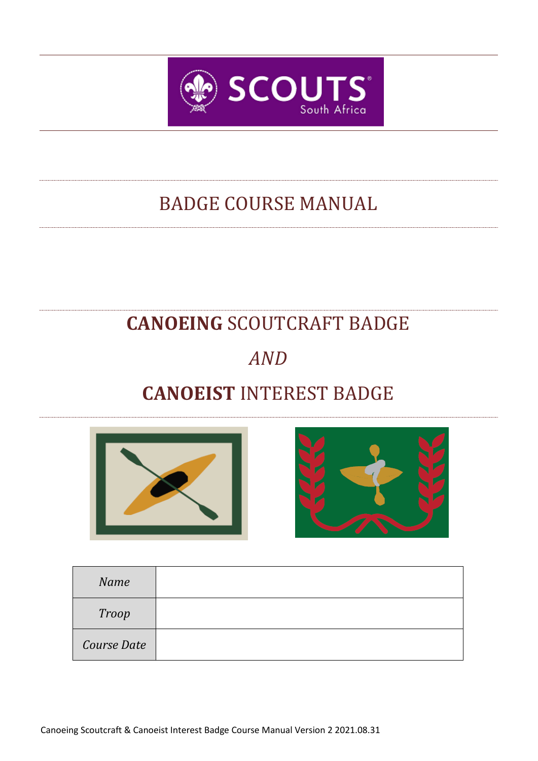# BADGE COURSE MANUAL

# **CANOEING** SCOUTCRAFT BADGE

*AND*

# **CANOEIST** INTEREST BADGE

| *Name* | |
|---|---|
| *Troop* | |
| *Course Date* | |

Canoeing Scoutcraft & Canoeist Interest Badge Course Manual Version 2 2021.08.31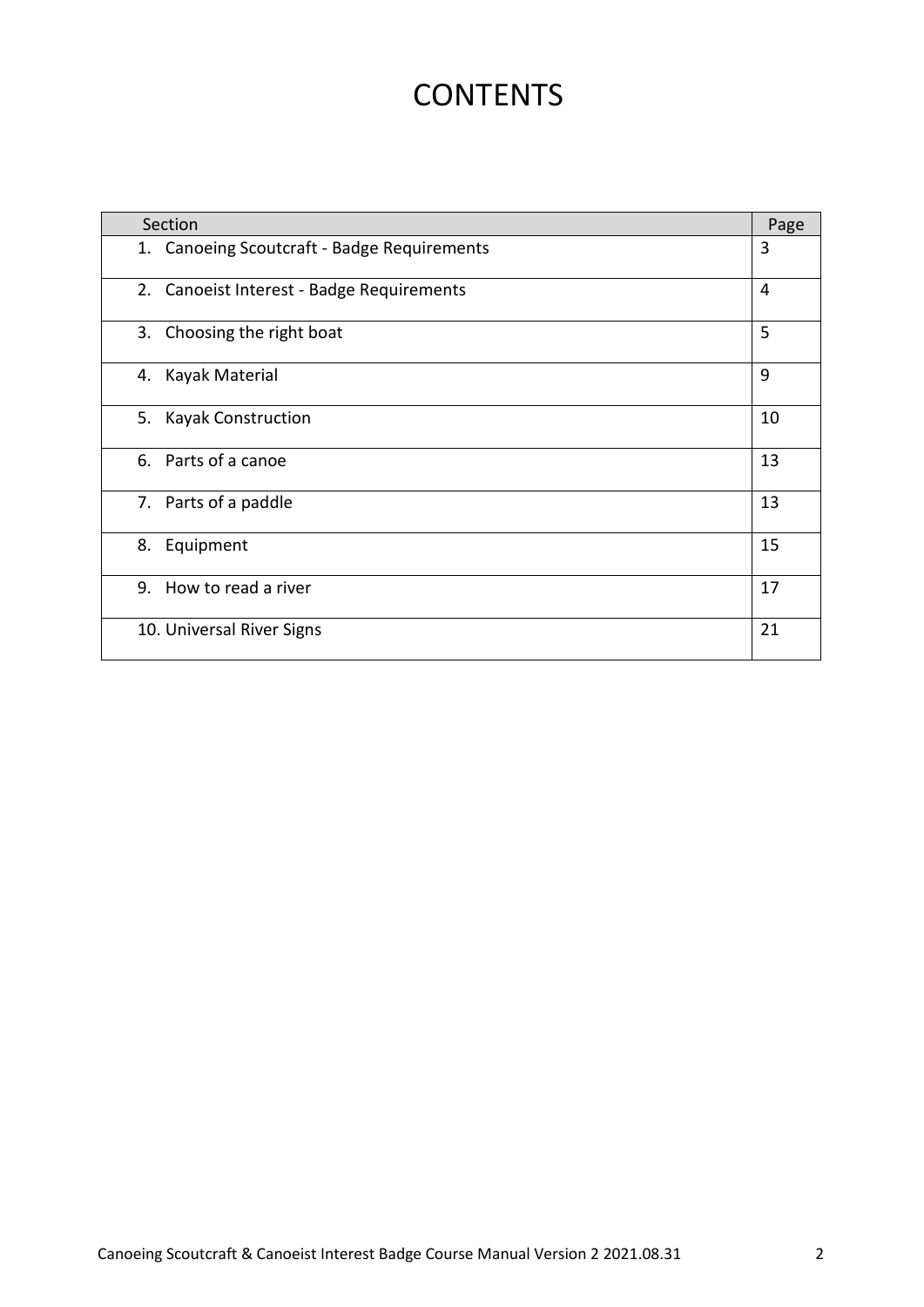# CONTENTS

| Section | Page |
|---|---|
| 1. Canoeing Scoutcraft - Badge Requirements | 3 |
| 2. Canoeist Interest - Badge Requirements | 4 |
| 3. Choosing the right boat | 5 |
| 4. Kayak Material | 9 |
| 5. Kayak Construction | 10 |
| 6. Parts of a canoe | 13 |
| 7. Parts of a paddle | 13 |
| 8. Equipment | 15 |
| 9. How to read a river | 17 |
| 10. Universal River Signs | 21 |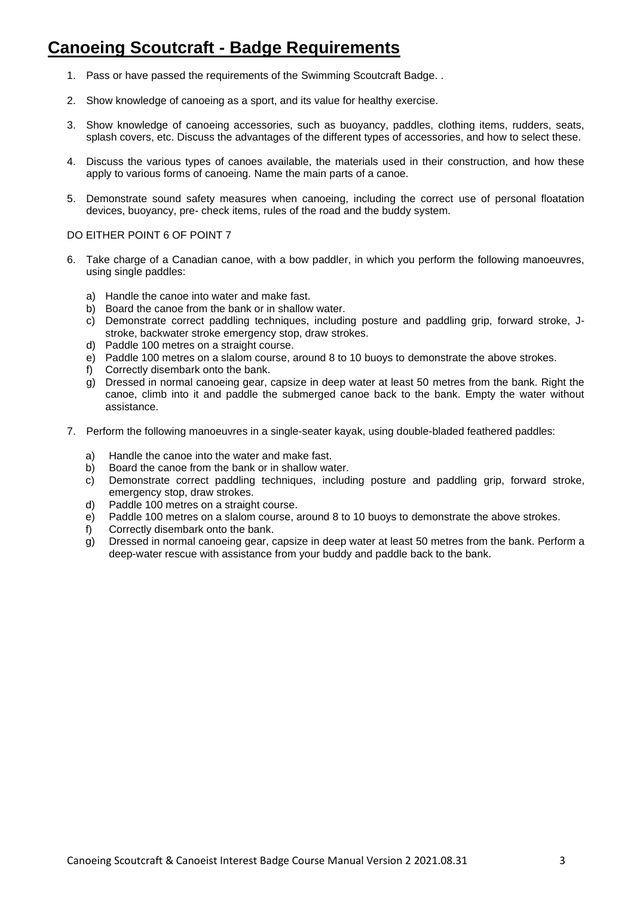# Canoeing Scoutcraft - Badge Requirements

1. Pass or have passed the requirements of the Swimming Scoutcraft Badge. .
2. Show knowledge of canoeing as a sport, and its value for healthy exercise.
3. Show knowledge of canoeing accessories, such as buoyancy, paddles, clothing items, rudders, seats, splash covers, etc. Discuss the advantages of the different types of accessories, and how to select these.
4. Discuss the various types of canoes available, the materials used in their construction, and how these apply to various forms of canoeing. Name the main parts of a canoe.
5. Demonstrate sound safety measures when canoeing, including the correct use of personal floatation devices, buoyancy, pre- check items, rules of the road and the buddy system.

DO EITHER POINT 6 OF POINT 7

6. Take charge of a Canadian canoe, with a bow paddler, in which you perform the following manoeuvres, using single paddles:
   a) Handle the canoe into water and make fast.
   b) Board the canoe from the bank or in shallow water.
   c) Demonstrate correct paddling techniques, including posture and paddling grip, forward stroke, J-stroke, backwater stroke emergency stop, draw strokes.
   d) Paddle 100 metres on a straight course.
   e) Paddle 100 metres on a slalom course, around 8 to 10 buoys to demonstrate the above strokes.
   f) Correctly disembark onto the bank.
   g) Dressed in normal canoeing gear, capsize in deep water at least 50 metres from the bank. Right the canoe, climb into it and paddle the submerged canoe back to the bank. Empty the water without assistance.
7. Perform the following manoeuvres in a single-seater kayak, using double-bladed feathered paddles:
   a) Handle the canoe into the water and make fast.
   b) Board the canoe from the bank or in shallow water.
   c) Demonstrate correct paddling techniques, including posture and paddling grip, forward stroke, emergency stop, draw strokes.
   d) Paddle 100 metres on a straight course.
   e) Paddle 100 metres on a slalom course, around 8 to 10 buoys to demonstrate the above strokes.
   f) Correctly disembark onto the bank.
   g) Dressed in normal canoeing gear, capsize in deep water at least 50 metres from the bank. Perform a deep-water rescue with assistance from your buddy and paddle back to the bank.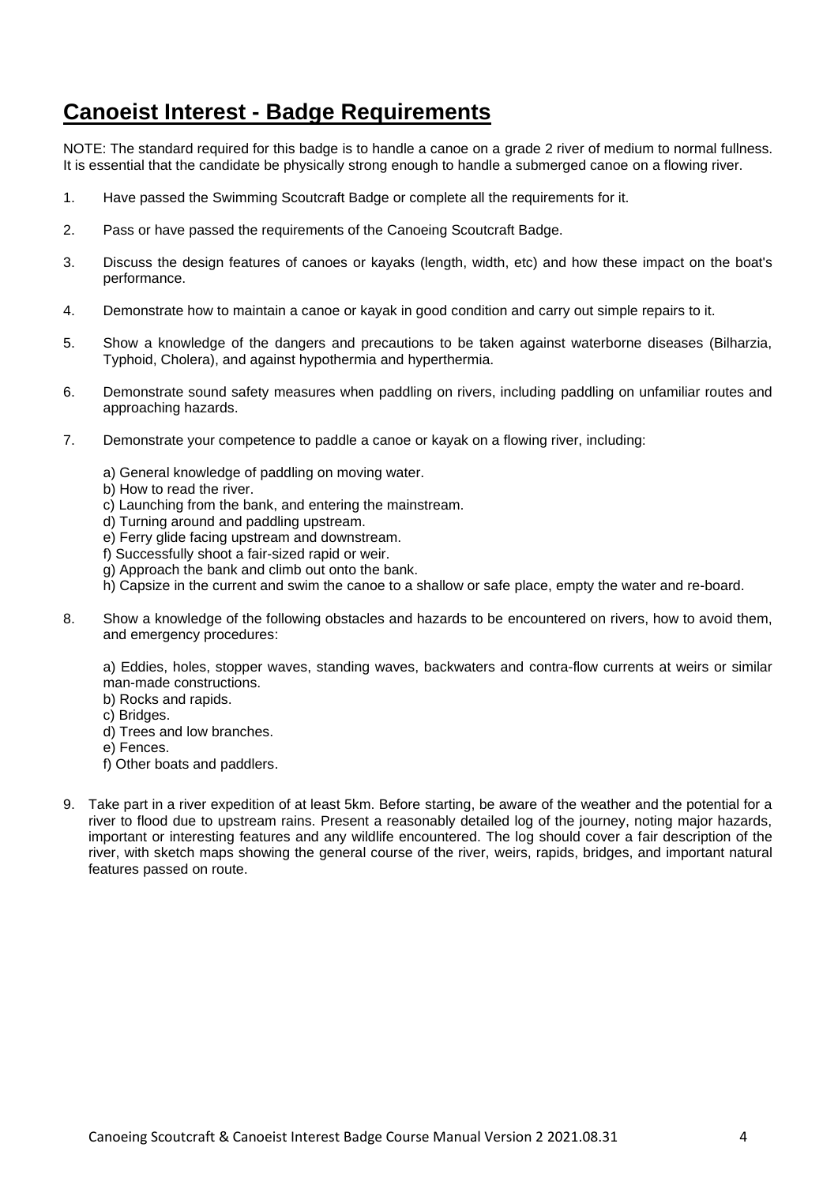# Canoeist Interest - Badge Requirements

NOTE: The standard required for this badge is to handle a canoe on a grade 2 river of medium to normal fullness. It is essential that the candidate be physically strong enough to handle a submerged canoe on a flowing river.

1. Have passed the Swimming Scoutcraft Badge or complete all the requirements for it.

2. Pass or have passed the requirements of the Canoeing Scoutcraft Badge.

3. Discuss the design features of canoes or kayaks (length, width, etc) and how these impact on the boat's performance.

4. Demonstrate how to maintain a canoe or kayak in good condition and carry out simple repairs to it.

5. Show a knowledge of the dangers and precautions to be taken against waterborne diseases (Bilharzia, Typhoid, Cholera), and against hypothermia and hyperthermia.

6. Demonstrate sound safety measures when paddling on rivers, including paddling on unfamiliar routes and approaching hazards.

7. Demonstrate your competence to paddle a canoe or kayak on a flowing river, including:

   a) General knowledge of paddling on moving water.
   b) How to read the river.
   c) Launching from the bank, and entering the mainstream.
   d) Turning around and paddling upstream.
   e) Ferry glide facing upstream and downstream.
   f) Successfully shoot a fair-sized rapid or weir.
   g) Approach the bank and climb out onto the bank.
   h) Capsize in the current and swim the canoe to a shallow or safe place, empty the water and re-board.

8. Show a knowledge of the following obstacles and hazards to be encountered on rivers, how to avoid them, and emergency procedures:

   a) Eddies, holes, stopper waves, standing waves, backwaters and contra-flow currents at weirs or similar man-made constructions.
   b) Rocks and rapids.
   c) Bridges.
   d) Trees and low branches.
   e) Fences.
   f) Other boats and paddlers.

9. Take part in a river expedition of at least 5km. Before starting, be aware of the weather and the potential for a river to flood due to upstream rains. Present a reasonably detailed log of the journey, noting major hazards, important or interesting features and any wildlife encountered. The log should cover a fair description of the river, with sketch maps showing the general course of the river, weirs, rapids, bridges, and important natural features passed on route.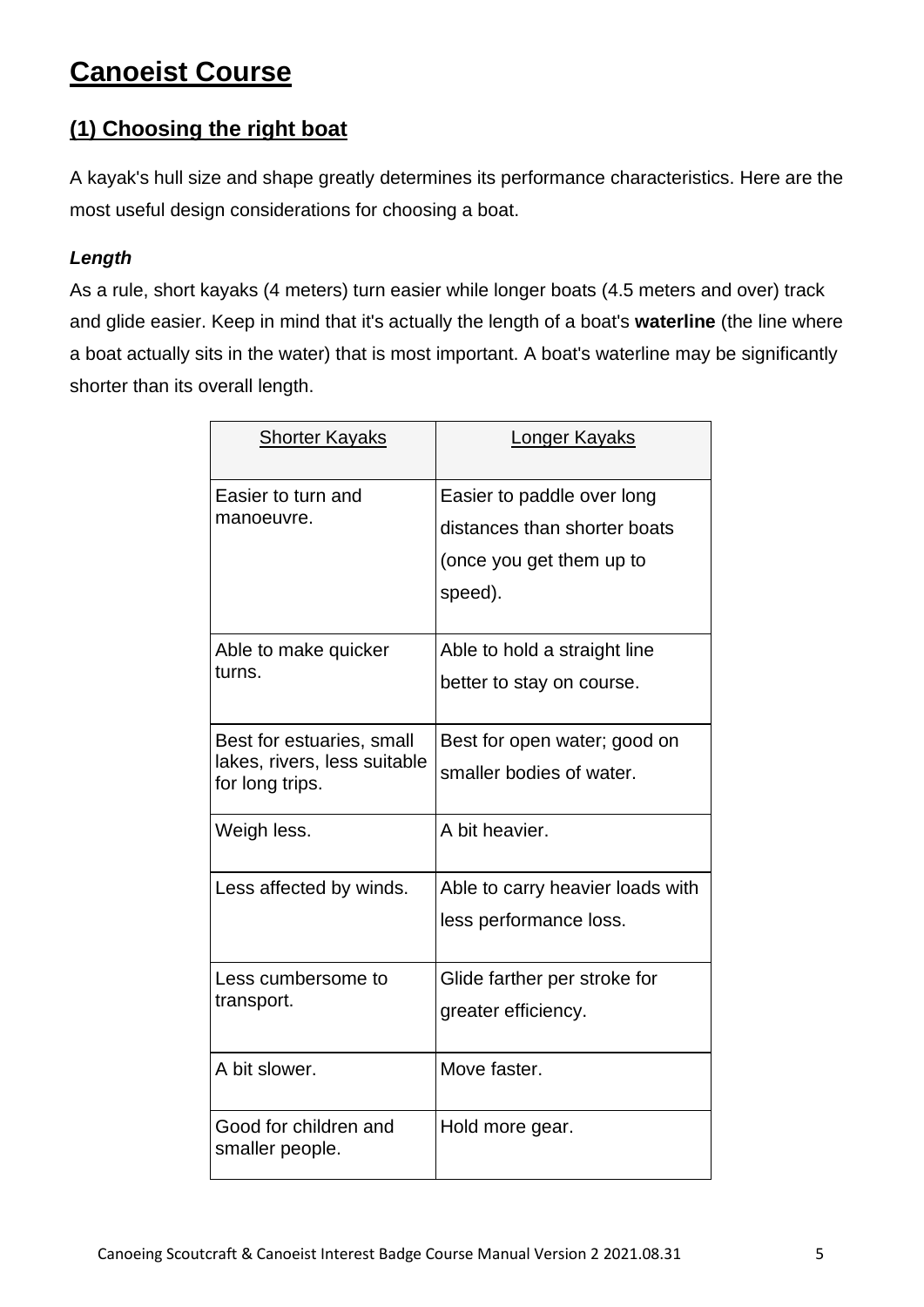# Canoeist Course

## (1) Choosing the right boat

A kayak's hull size and shape greatly determines its performance characteristics. Here are the most useful design considerations for choosing a boat.

### *Length*

As a rule, short kayaks (4 meters) turn easier while longer boats (4.5 meters and over) track and glide easier. Keep in mind that it's actually the length of a boat's **waterline** (the line where a boat actually sits in the water) that is most important. A boat's waterline may be significantly shorter than its overall length.

| Shorter Kayaks | Longer Kayaks |
|---|---|
| Easier to turn and manoeuvre. | Easier to paddle over long distances than shorter boats (once you get them up to speed). |
| Able to make quicker turns. | Able to hold a straight line better to stay on course. |
| Best for estuaries, small lakes, rivers, less suitable for long trips. | Best for open water; good on smaller bodies of water. |
| Weigh less. | A bit heavier. |
| Less affected by winds. | Able to carry heavier loads with less performance loss. |
| Less cumbersome to transport. | Glide farther per stroke for greater efficiency. |
| A bit slower. | Move faster. |
| Good for children and smaller people. | Hold more gear. |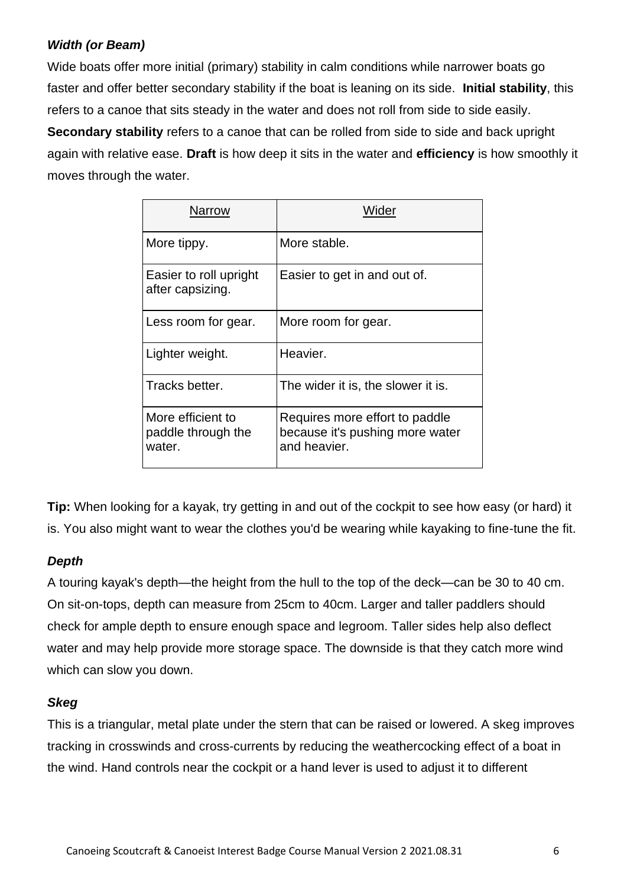***Width (or Beam)***

Wide boats offer more initial (primary) stability in calm conditions while narrower boats go faster and offer better secondary stability if the boat is leaning on its side. **Initial stability**, this refers to a canoe that sits steady in the water and does not roll from side to side easily. **Secondary stability** refers to a canoe that can be rolled from side to side and back upright again with relative ease. **Draft** is how deep it sits in the water and **efficiency** is how smoothly it moves through the water.

| Narrow | Wider |
|---|---|
| More tippy. | More stable. |
| Easier to roll upright after capsizing. | Easier to get in and out of. |
| Less room for gear. | More room for gear. |
| Lighter weight. | Heavier. |
| Tracks better. | The wider it is, the slower it is. |
| More efficient to paddle through the water. | Requires more effort to paddle because it's pushing more water and heavier. |

**Tip:** When looking for a kayak, try getting in and out of the cockpit to see how easy (or hard) it is. You also might want to wear the clothes you'd be wearing while kayaking to fine-tune the fit.

***Depth***

A touring kayak's depth—the height from the hull to the top of the deck—can be 30 to 40 cm. On sit-on-tops, depth can measure from 25cm to 40cm. Larger and taller paddlers should check for ample depth to ensure enough space and legroom. Taller sides help also deflect water and may help provide more storage space. The downside is that they catch more wind which can slow you down.

***Skeg***

This is a triangular, metal plate under the stern that can be raised or lowered. A skeg improves tracking in crosswinds and cross-currents by reducing the weathercocking effect of a boat in the wind. Hand controls near the cockpit or a hand lever is used to adjust it to different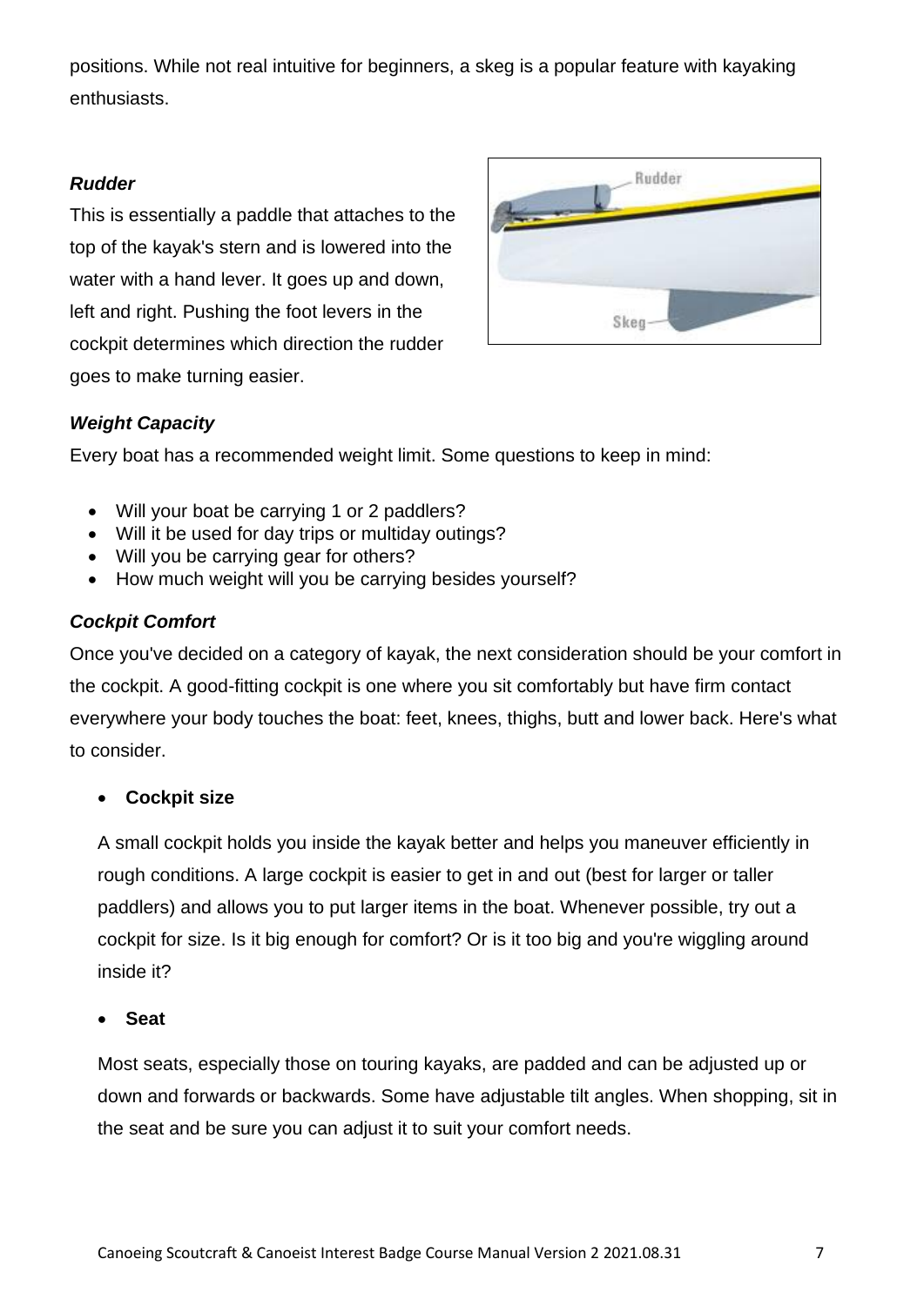positions. While not real intuitive for beginners, a skeg is a popular feature with kayaking enthusiasts.

### *Rudder*

This is essentially a paddle that attaches to the top of the kayak's stern and is lowered into the water with a hand lever. It goes up and down, left and right. Pushing the foot levers in the cockpit determines which direction the rudder goes to make turning easier.

### *Weight Capacity*

Every boat has a recommended weight limit. Some questions to keep in mind:

- Will your boat be carrying 1 or 2 paddlers?
- Will it be used for day trips or multiday outings?
- Will you be carrying gear for others?
- How much weight will you be carrying besides yourself?

### *Cockpit Comfort*

Once you've decided on a category of kayak, the next consideration should be your comfort in the cockpit. A good-fitting cockpit is one where you sit comfortably but have firm contact everywhere your body touches the boat: feet, knees, thighs, butt and lower back. Here's what to consider.

- **Cockpit size**

  A small cockpit holds you inside the kayak better and helps you maneuver efficiently in rough conditions. A large cockpit is easier to get in and out (best for larger or taller paddlers) and allows you to put larger items in the boat. Whenever possible, try out a cockpit for size. Is it big enough for comfort? Or is it too big and you're wiggling around inside it?

- **Seat**

  Most seats, especially those on touring kayaks, are padded and can be adjusted up or down and forwards or backwards. Some have adjustable tilt angles. When shopping, sit in the seat and be sure you can adjust it to suit your comfort needs.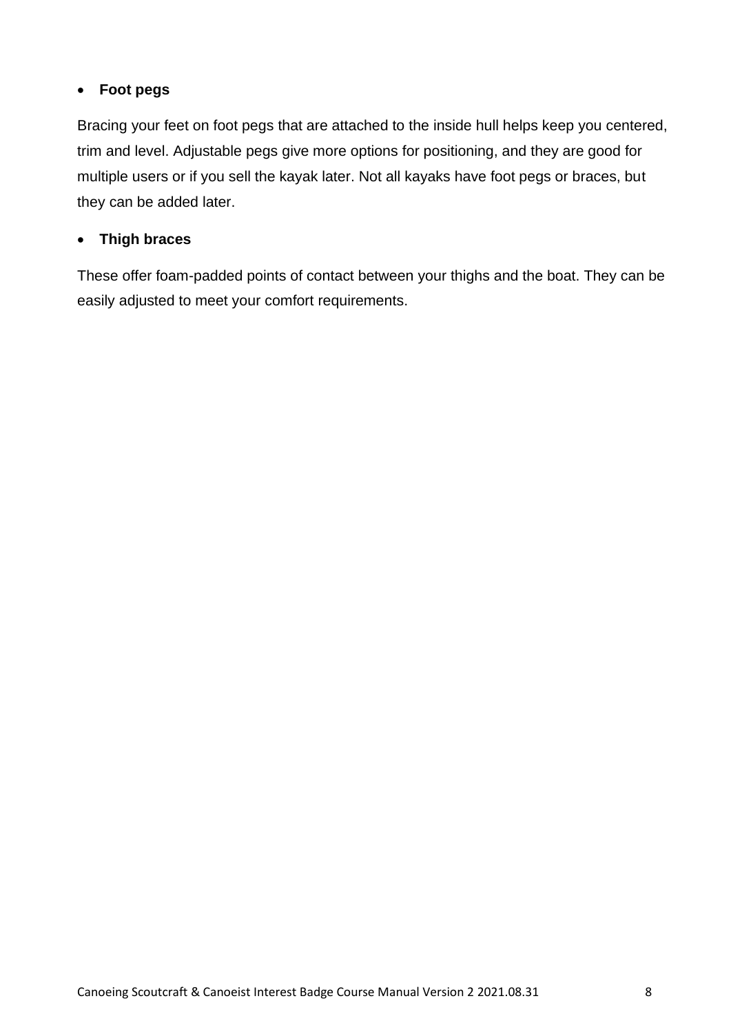- **Foot pegs**

Bracing your feet on foot pegs that are attached to the inside hull helps keep you centered, trim and level. Adjustable pegs give more options for positioning, and they are good for multiple users or if you sell the kayak later. Not all kayaks have foot pegs or braces, but they can be added later.

- **Thigh braces**

These offer foam-padded points of contact between your thighs and the boat. They can be easily adjusted to meet your comfort requirements.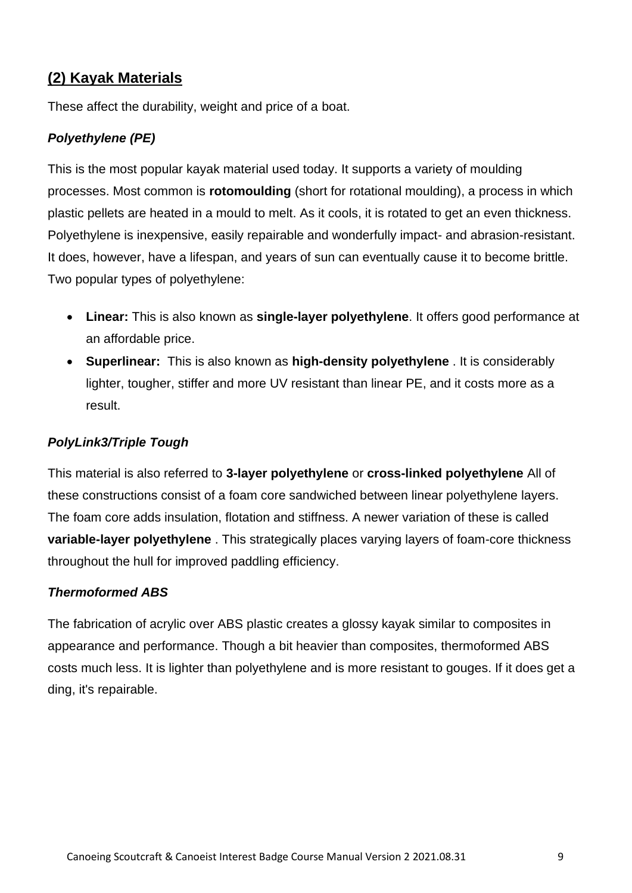## (2) Kayak Materials

These affect the durability, weight and price of a boat.

### *Polyethylene (PE)*

This is the most popular kayak material used today. It supports a variety of moulding processes. Most common is **rotomoulding** (short for rotational moulding), a process in which plastic pellets are heated in a mould to melt. As it cools, it is rotated to get an even thickness. Polyethylene is inexpensive, easily repairable and wonderfully impact- and abrasion-resistant. It does, however, have a lifespan, and years of sun can eventually cause it to become brittle. Two popular types of polyethylene:

- **Linear:** This is also known as **single-layer polyethylene**. It offers good performance at an affordable price.
- **Superlinear:** This is also known as **high-density polyethylene** . It is considerably lighter, tougher, stiffer and more UV resistant than linear PE, and it costs more as a result.

### *PolyLink3/Triple Tough*

This material is also referred to **3-layer polyethylene** or **cross-linked polyethylene** All of these constructions consist of a foam core sandwiched between linear polyethylene layers. The foam core adds insulation, flotation and stiffness. A newer variation of these is called **variable-layer polyethylene** . This strategically places varying layers of foam-core thickness throughout the hull for improved paddling efficiency.

### *Thermoformed ABS*

The fabrication of acrylic over ABS plastic creates a glossy kayak similar to composites in appearance and performance. Though a bit heavier than composites, thermoformed ABS costs much less. It is lighter than polyethylene and is more resistant to gouges. If it does get a ding, it's repairable.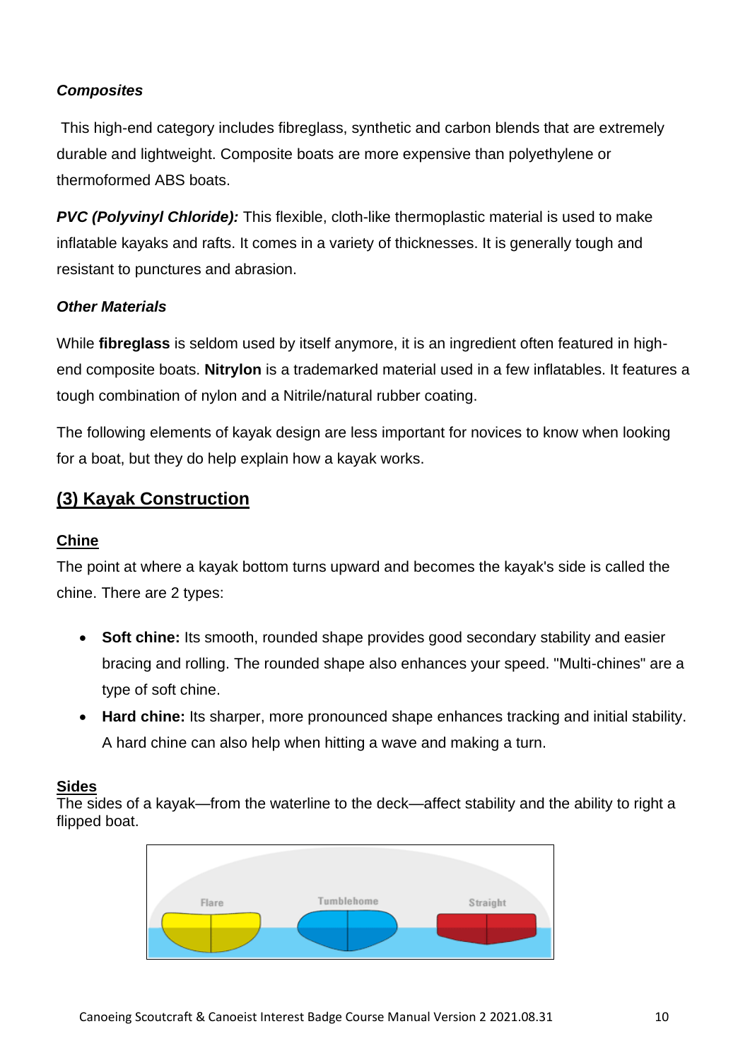***Composites***

This high-end category includes fibreglass, synthetic and carbon blends that are extremely durable and lightweight. Composite boats are more expensive than polyethylene or thermoformed ABS boats.

***PVC (Polyvinyl Chloride):*** This flexible, cloth-like thermoplastic material is used to make inflatable kayaks and rafts. It comes in a variety of thicknesses. It is generally tough and resistant to punctures and abrasion.

***Other Materials***

While **fibreglass** is seldom used by itself anymore, it is an ingredient often featured in high-end composite boats. **Nitrylon** is a trademarked material used in a few inflatables. It features a tough combination of nylon and a Nitrile/natural rubber coating.

The following elements of kayak design are less important for novices to know when looking for a boat, but they do help explain how a kayak works.

## (3) Kayak Construction

### Chine

The point at where a kayak bottom turns upward and becomes the kayak's side is called the chine. There are 2 types:

- **Soft chine:** Its smooth, rounded shape provides good secondary stability and easier bracing and rolling. The rounded shape also enhances your speed. "Multi-chines" are a type of soft chine.
- **Hard chine:** Its sharper, more pronounced shape enhances tracking and initial stability. A hard chine can also help when hitting a wave and making a turn.

### Sides

The sides of a kayak—from the waterline to the deck—affect stability and the ability to right a flipped boat.

Flare Tumblehome Straight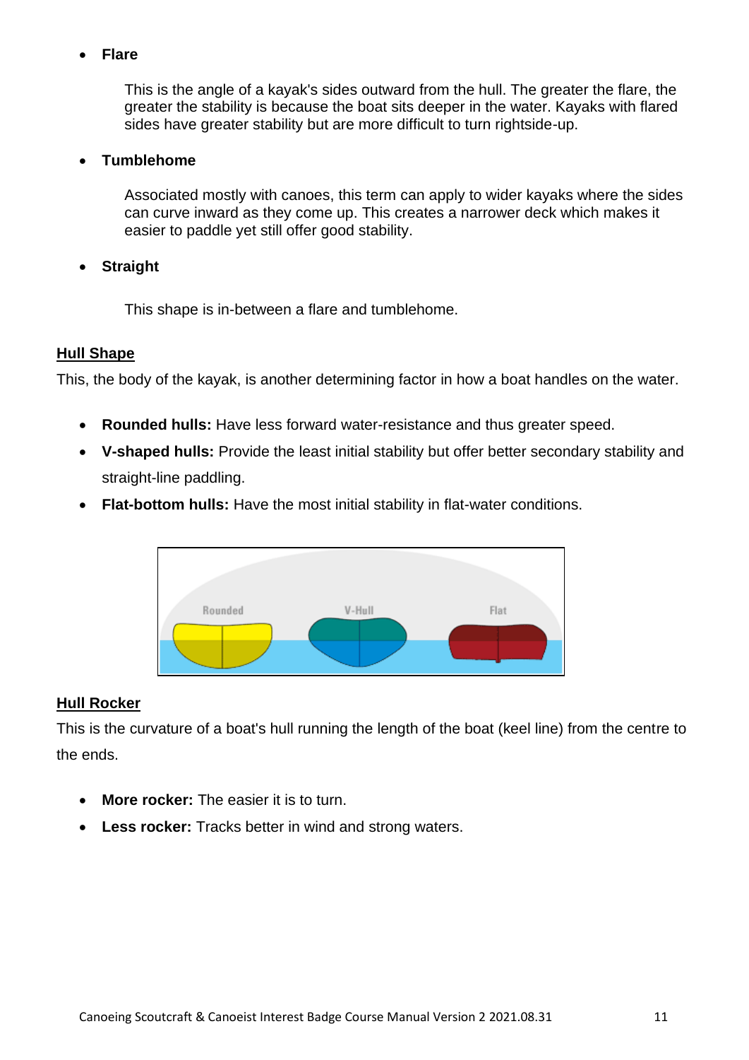- **Flare**

  This is the angle of a kayak's sides outward from the hull. The greater the flare, the greater the stability is because the boat sits deeper in the water. Kayaks with flared sides have greater stability but are more difficult to turn rightside-up.

- **Tumblehome**

  Associated mostly with canoes, this term can apply to wider kayaks where the sides can curve inward as they come up. This creates a narrower deck which makes it easier to paddle yet still offer good stability.

- **Straight**

  This shape is in-between a flare and tumblehome.

## Hull Shape

This, the body of the kayak, is another determining factor in how a boat handles on the water.

- **Rounded hulls:** Have less forward water-resistance and thus greater speed.
- **V-shaped hulls:** Provide the least initial stability but offer better secondary stability and straight-line paddling.
- **Flat-bottom hulls:** Have the most initial stability in flat-water conditions.

## Hull Rocker

This is the curvature of a boat's hull running the length of the boat (keel line) from the centre to the ends.

- **More rocker:** The easier it is to turn.
- **Less rocker:** Tracks better in wind and strong waters.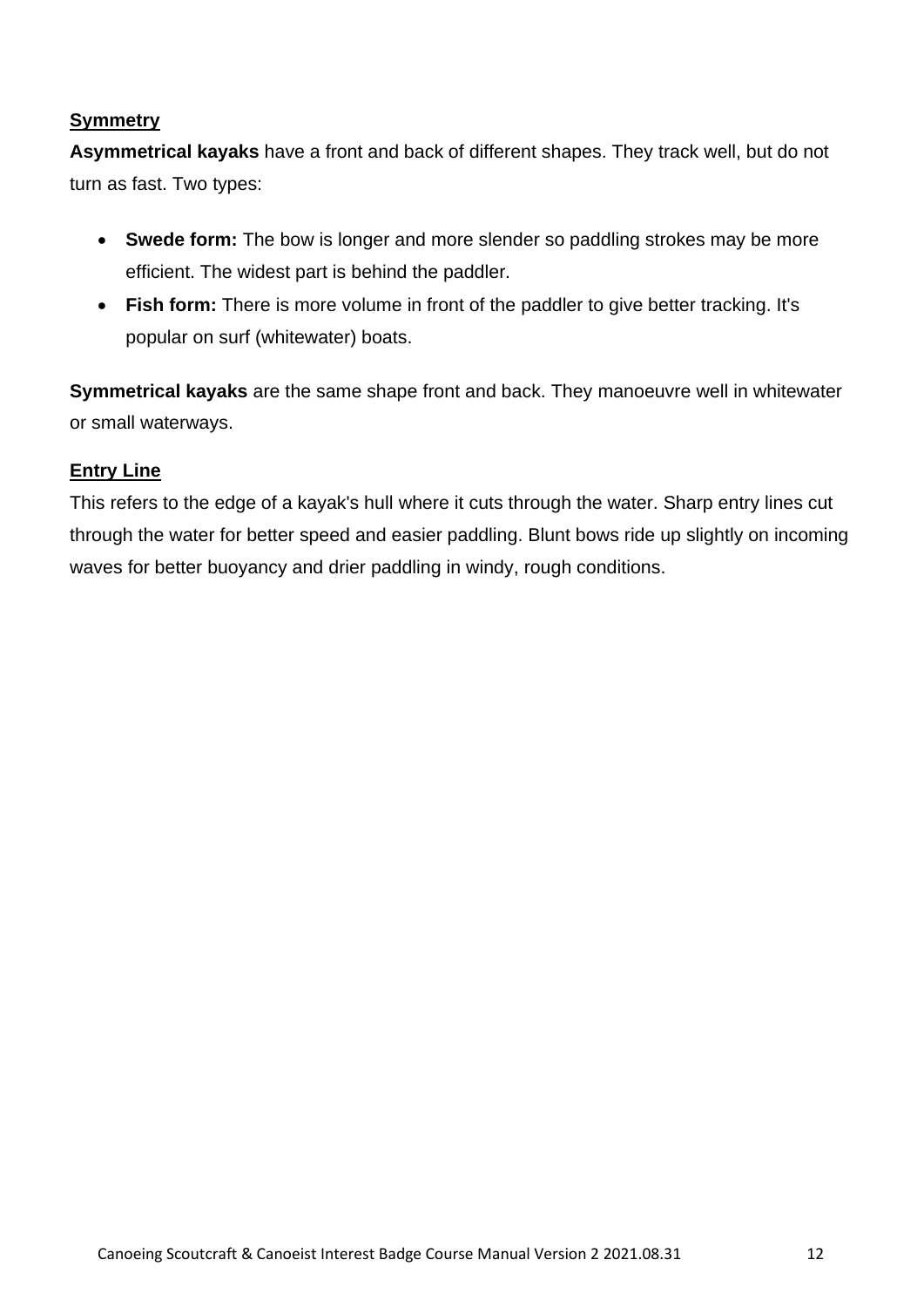**<u>Symmetry</u>**

**Asymmetrical kayaks** have a front and back of different shapes. They track well, but do not turn as fast. Two types:

- **Swede form:** The bow is longer and more slender so paddling strokes may be more efficient. The widest part is behind the paddler.
- **Fish form:** There is more volume in front of the paddler to give better tracking. It's popular on surf (whitewater) boats.

**Symmetrical kayaks** are the same shape front and back. They manoeuvre well in whitewater or small waterways.

**<u>Entry Line</u>**

This refers to the edge of a kayak's hull where it cuts through the water. Sharp entry lines cut through the water for better speed and easier paddling. Blunt bows ride up slightly on incoming waves for better buoyancy and drier paddling in windy, rough conditions.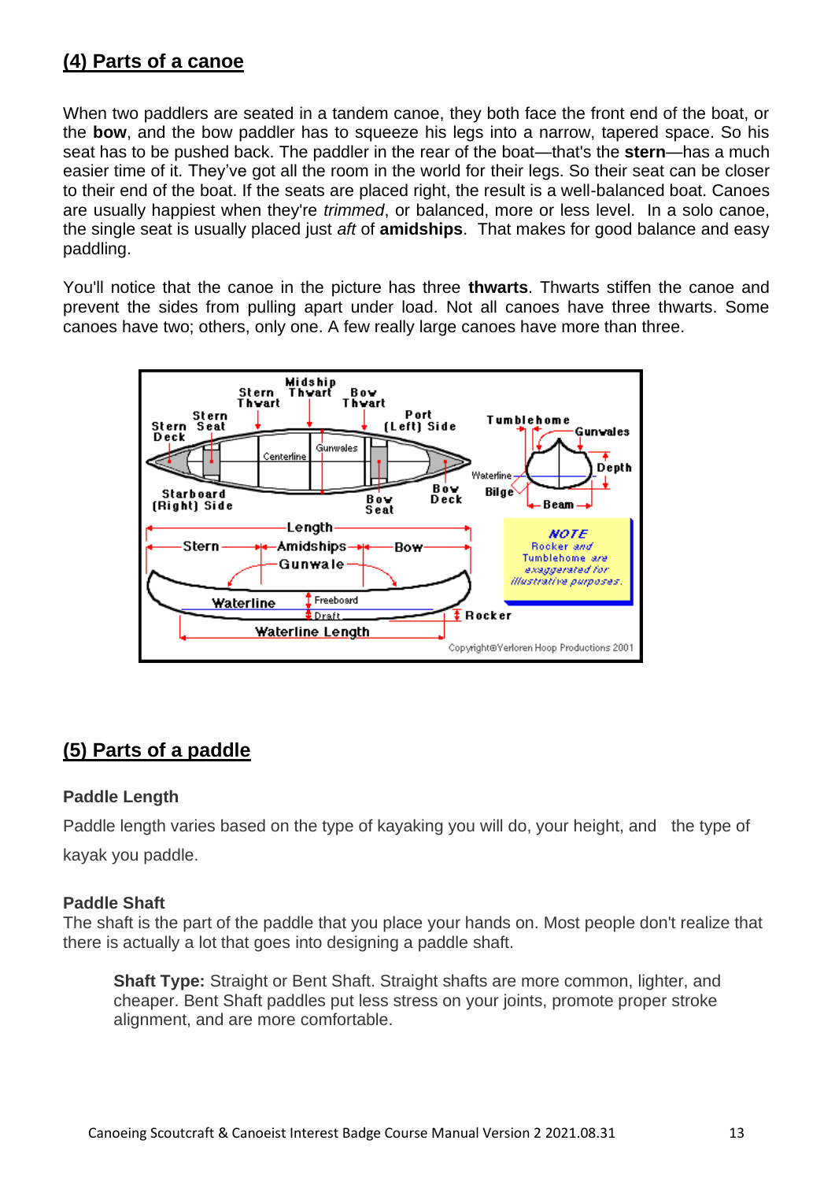## (4) Parts of a canoe

When two paddlers are seated in a tandem canoe, they both face the front end of the boat, or the **bow**, and the bow paddler has to squeeze his legs into a narrow, tapered space. So his seat has to be pushed back. The paddler in the rear of the boat—that's the **stern**—has a much easier time of it. They've got all the room in the world for their legs. So their seat can be closer to their end of the boat. If the seats are placed right, the result is a well-balanced boat. Canoes are usually happiest when they're *trimmed*, or balanced, more or less level. In a solo canoe, the single seat is usually placed just *aft* of **amidships**. That makes for good balance and easy paddling.

You'll notice that the canoe in the picture has three **thwarts**. Thwarts stiffen the canoe and prevent the sides from pulling apart under load. Not all canoes have three thwarts. Some canoes have two; others, only one. A few really large canoes have more than three.

## (5) Parts of a paddle

### Paddle Length

Paddle length varies based on the type of kayaking you will do, your height, and the type of kayak you paddle.

### Paddle Shaft

The shaft is the part of the paddle that you place your hands on. Most people don't realize that there is actually a lot that goes into designing a paddle shaft.

> **Shaft Type:** Straight or Bent Shaft. Straight shafts are more common, lighter, and cheaper. Bent Shaft paddles put less stress on your joints, promote proper stroke alignment, and are more comfortable.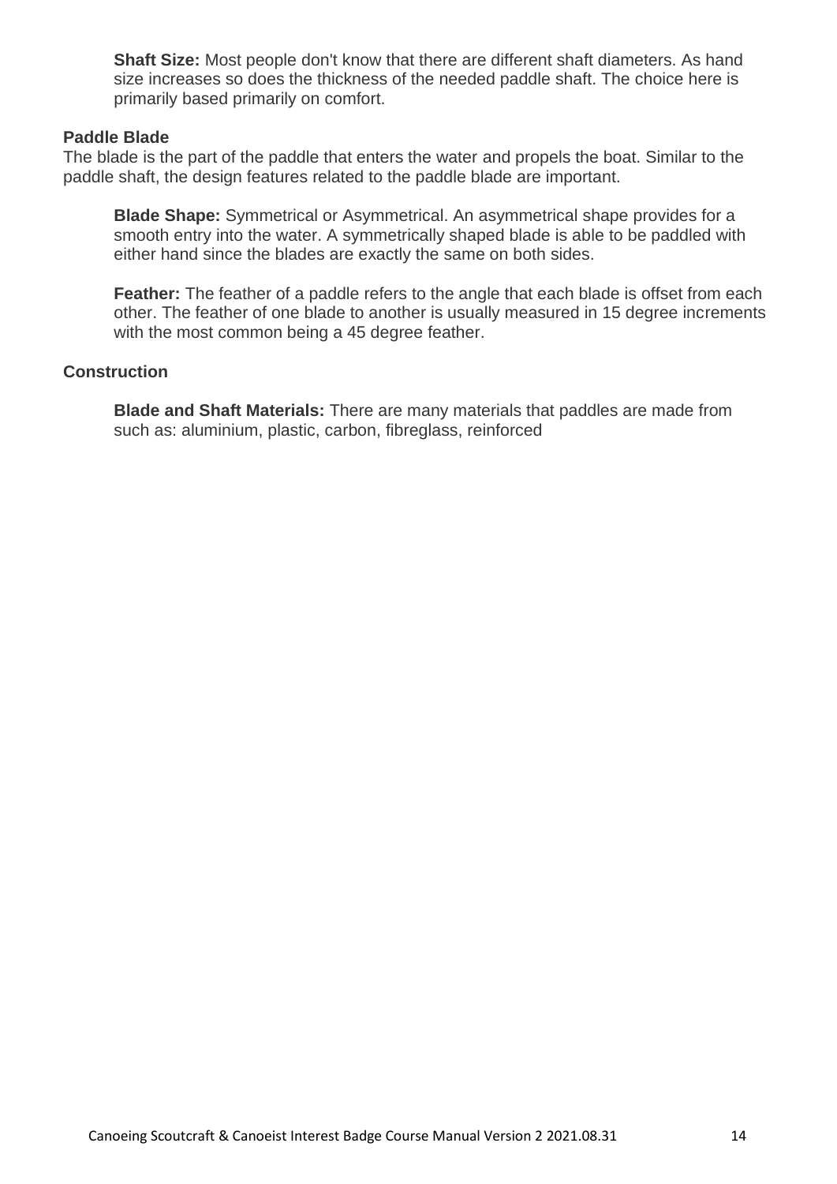**Shaft Size:** Most people don't know that there are different shaft diameters. As hand size increases so does the thickness of the needed paddle shaft. The choice here is primarily based primarily on comfort.

### Paddle Blade

The blade is the part of the paddle that enters the water and propels the boat. Similar to the paddle shaft, the design features related to the paddle blade are important.

**Blade Shape:** Symmetrical or Asymmetrical. An asymmetrical shape provides for a smooth entry into the water. A symmetrically shaped blade is able to be paddled with either hand since the blades are exactly the same on both sides.

**Feather:** The feather of a paddle refers to the angle that each blade is offset from each other. The feather of one blade to another is usually measured in 15 degree increments with the most common being a 45 degree feather.

### Construction

**Blade and Shaft Materials:** There are many materials that paddles are made from such as: aluminium, plastic, carbon, fibreglass, reinforced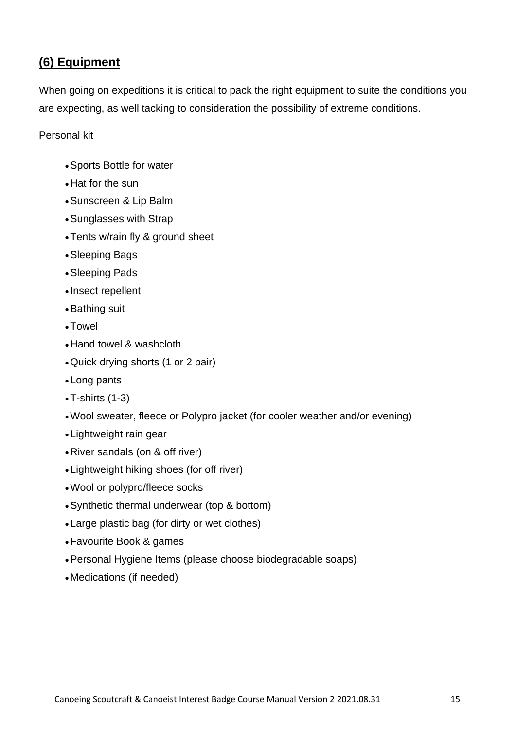## **(6) Equipment**

When going on expeditions it is critical to pack the right equipment to suite the conditions you are expecting, as well tacking to consideration the possibility of extreme conditions.

Personal kit

- Sports Bottle for water
- Hat for the sun
- Sunscreen & Lip Balm
- Sunglasses with Strap
- Tents w/rain fly & ground sheet
- Sleeping Bags
- Sleeping Pads
- Insect repellent
- Bathing suit
- Towel
- Hand towel & washcloth
- Quick drying shorts (1 or 2 pair)
- Long pants
- T-shirts (1-3)
- Wool sweater, fleece or Polypro jacket (for cooler weather and/or evening)
- Lightweight rain gear
- River sandals (on & off river)
- Lightweight hiking shoes (for off river)
- Wool or polypro/fleece socks
- Synthetic thermal underwear (top & bottom)
- Large plastic bag (for dirty or wet clothes)
- Favourite Book & games
- Personal Hygiene Items (please choose biodegradable soaps)
- Medications (if needed)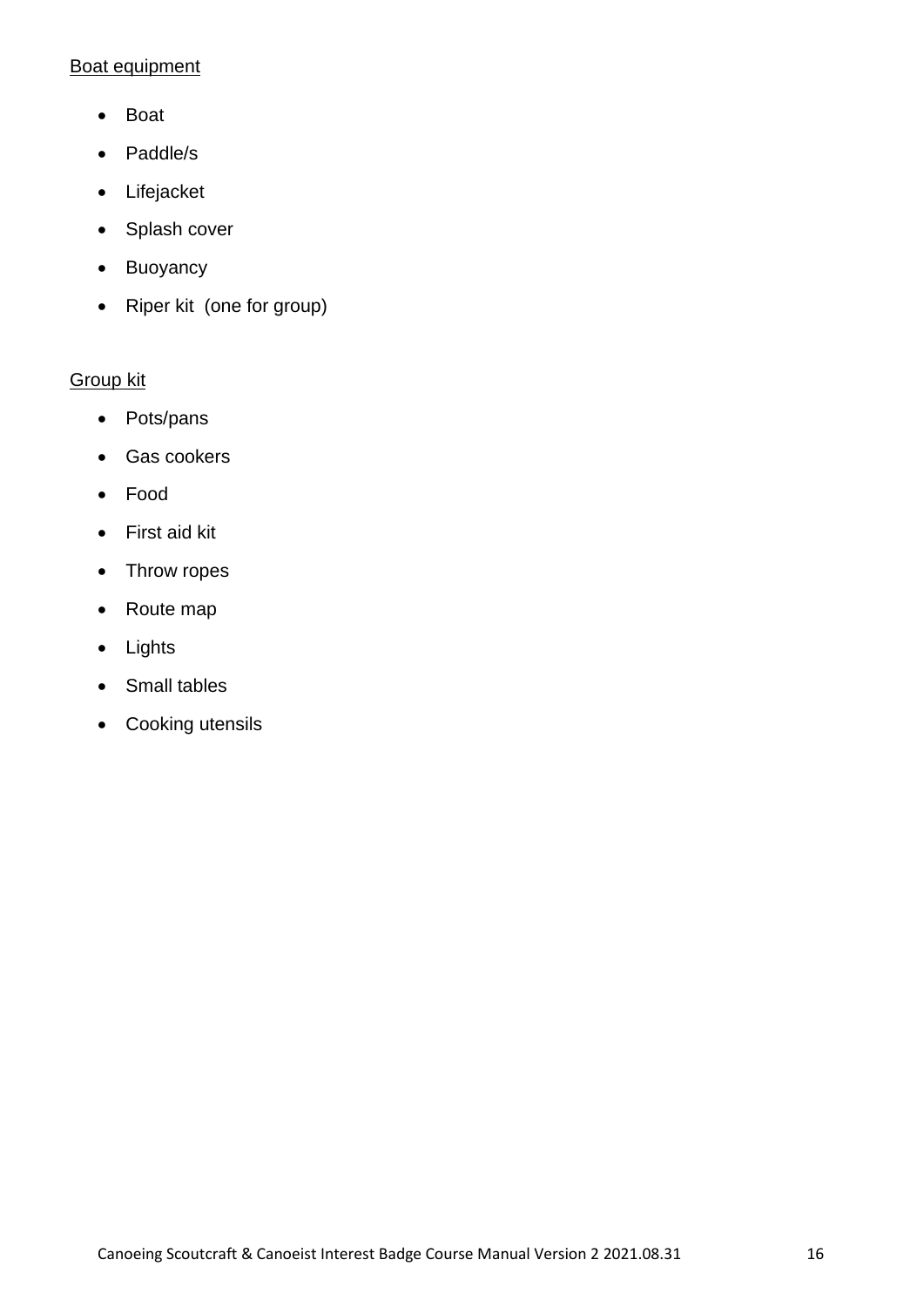Boat equipment

- Boat
- Paddle/s
- Lifejacket
- Splash cover
- Buoyancy
- Riper kit  (one for group)

Group kit

- Pots/pans
- Gas cookers
- Food
- First aid kit
- Throw ropes
- Route map
- Lights
- Small tables
- Cooking utensils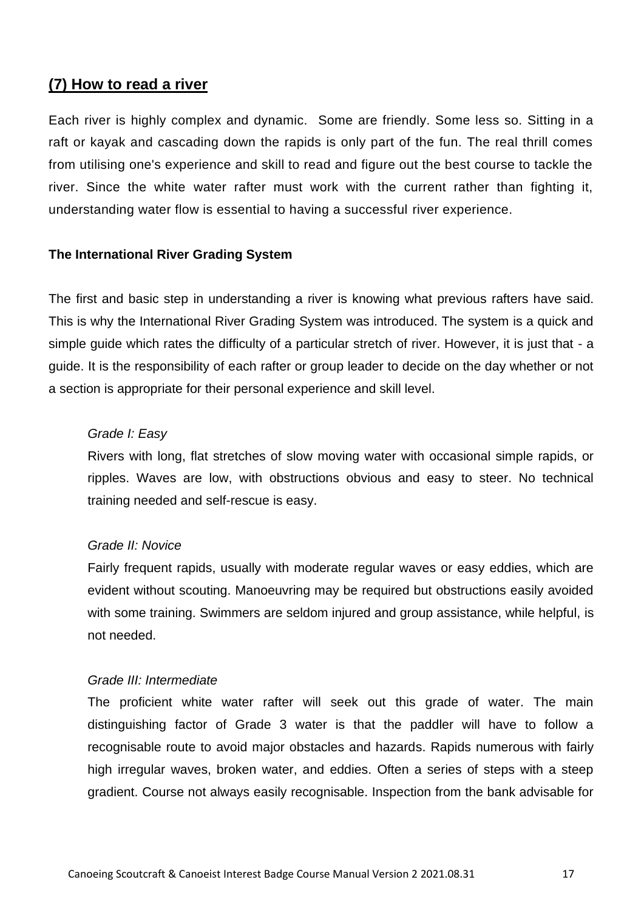## **(7) How to read a river**

Each river is highly complex and dynamic.  Some are friendly. Some less so. Sitting in a raft or kayak and cascading down the rapids is only part of the fun. The real thrill comes from utilising one's experience and skill to read and figure out the best course to tackle the river. Since the white water rafter must work with the current rather than fighting it, understanding water flow is essential to having a successful river experience.

**The International River Grading System**

The first and basic step in understanding a river is knowing what previous rafters have said. This is why the International River Grading System was introduced. The system is a quick and simple guide which rates the difficulty of a particular stretch of river. However, it is just that - a guide. It is the responsibility of each rafter or group leader to decide on the day whether or not a section is appropriate for their personal experience and skill level.

*Grade I: Easy*

Rivers with long, flat stretches of slow moving water with occasional simple rapids, or ripples. Waves are low, with obstructions obvious and easy to steer. No technical training needed and self-rescue is easy.

*Grade II: Novice*

Fairly frequent rapids, usually with moderate regular waves or easy eddies, which are evident without scouting. Manoeuvring may be required but obstructions easily avoided with some training. Swimmers are seldom injured and group assistance, while helpful, is not needed.

*Grade III: Intermediate*

The proficient white water rafter will seek out this grade of water. The main distinguishing factor of Grade 3 water is that the paddler will have to follow a recognisable route to avoid major obstacles and hazards. Rapids numerous with fairly high irregular waves, broken water, and eddies. Often a series of steps with a steep gradient. Course not always easily recognisable. Inspection from the bank advisable for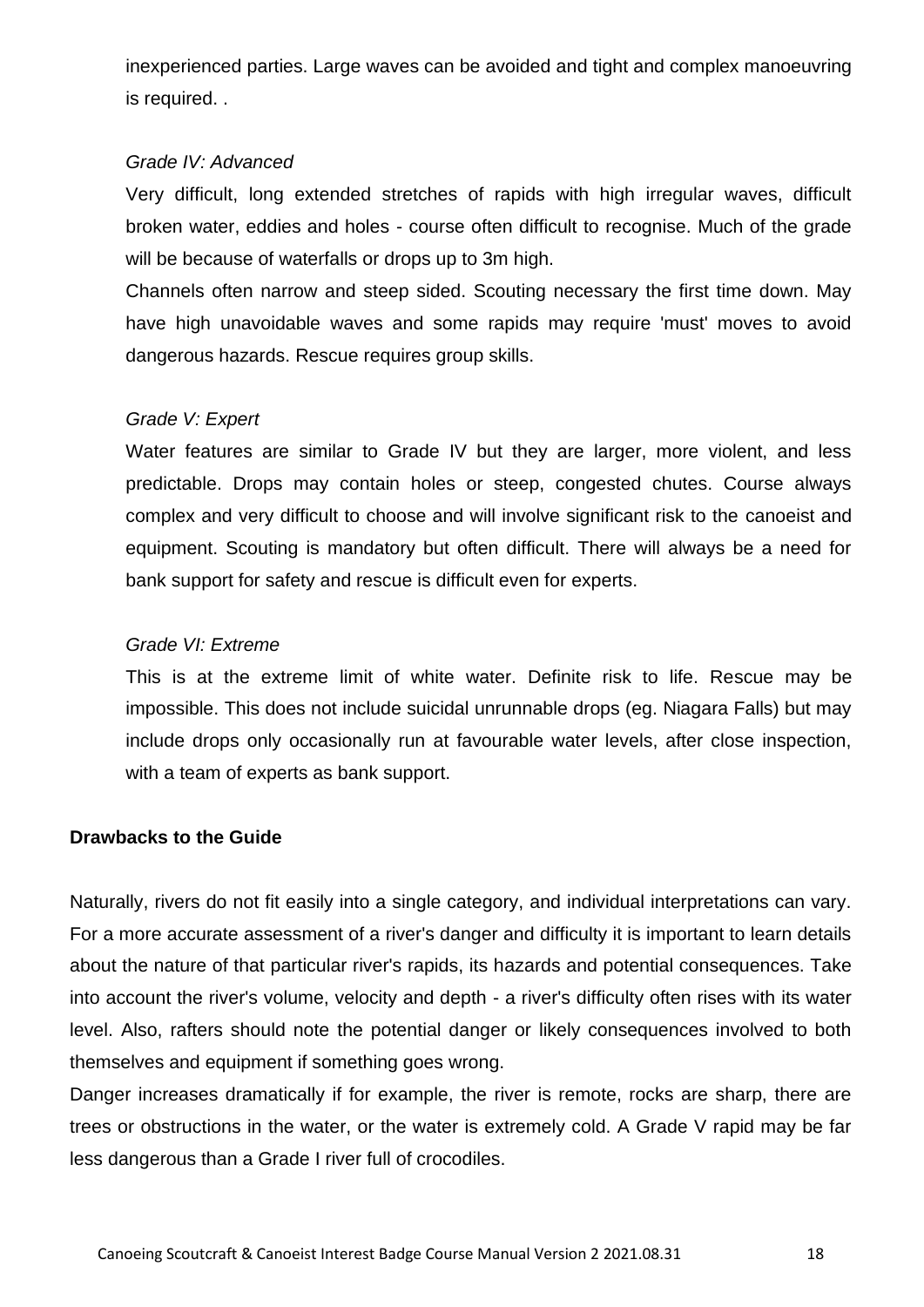inexperienced parties. Large waves can be avoided and tight and complex manoeuvring is required. .

*Grade IV: Advanced*

Very difficult, long extended stretches of rapids with high irregular waves, difficult broken water, eddies and holes - course often difficult to recognise. Much of the grade will be because of waterfalls or drops up to 3m high.

Channels often narrow and steep sided. Scouting necessary the first time down. May have high unavoidable waves and some rapids may require 'must' moves to avoid dangerous hazards. Rescue requires group skills.

*Grade V: Expert*

Water features are similar to Grade IV but they are larger, more violent, and less predictable. Drops may contain holes or steep, congested chutes. Course always complex and very difficult to choose and will involve significant risk to the canoeist and equipment. Scouting is mandatory but often difficult. There will always be a need for bank support for safety and rescue is difficult even for experts.

*Grade VI: Extreme*

This is at the extreme limit of white water. Definite risk to life. Rescue may be impossible. This does not include suicidal unrunnable drops (eg. Niagara Falls) but may include drops only occasionally run at favourable water levels, after close inspection, with a team of experts as bank support.

**Drawbacks to the Guide**

Naturally, rivers do not fit easily into a single category, and individual interpretations can vary. For a more accurate assessment of a river's danger and difficulty it is important to learn details about the nature of that particular river's rapids, its hazards and potential consequences. Take into account the river's volume, velocity and depth - a river's difficulty often rises with its water level. Also, rafters should note the potential danger or likely consequences involved to both themselves and equipment if something goes wrong.

Danger increases dramatically if for example, the river is remote, rocks are sharp, there are trees or obstructions in the water, or the water is extremely cold. A Grade V rapid may be far less dangerous than a Grade I river full of crocodiles.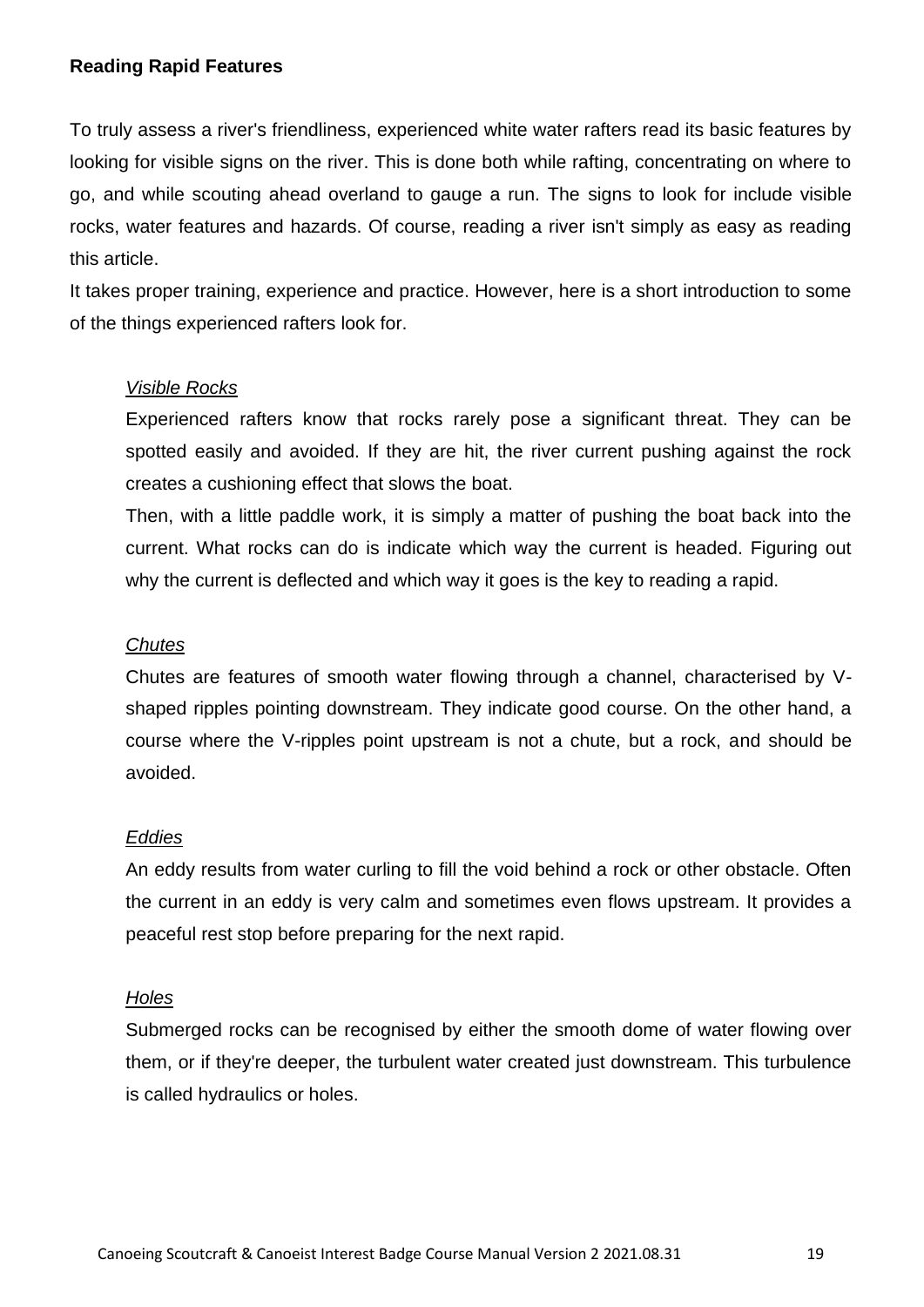**Reading Rapid Features**

To truly assess a river's friendliness, experienced white water rafters read its basic features by looking for visible signs on the river. This is done both while rafting, concentrating on where to go, and while scouting ahead overland to gauge a run. The signs to look for include visible rocks, water features and hazards. Of course, reading a river isn't simply as easy as reading this article.

It takes proper training, experience and practice. However, here is a short introduction to some of the things experienced rafters look for.

*Visible Rocks*

Experienced rafters know that rocks rarely pose a significant threat. They can be spotted easily and avoided. If they are hit, the river current pushing against the rock creates a cushioning effect that slows the boat.

Then, with a little paddle work, it is simply a matter of pushing the boat back into the current. What rocks can do is indicate which way the current is headed. Figuring out why the current is deflected and which way it goes is the key to reading a rapid.

*Chutes*

Chutes are features of smooth water flowing through a channel, characterised by V-shaped ripples pointing downstream. They indicate good course. On the other hand, a course where the V-ripples point upstream is not a chute, but a rock, and should be avoided.

*Eddies*

An eddy results from water curling to fill the void behind a rock or other obstacle. Often the current in an eddy is very calm and sometimes even flows upstream. It provides a peaceful rest stop before preparing for the next rapid.

*Holes*

Submerged rocks can be recognised by either the smooth dome of water flowing over them, or if they're deeper, the turbulent water created just downstream. This turbulence is called hydraulics or holes.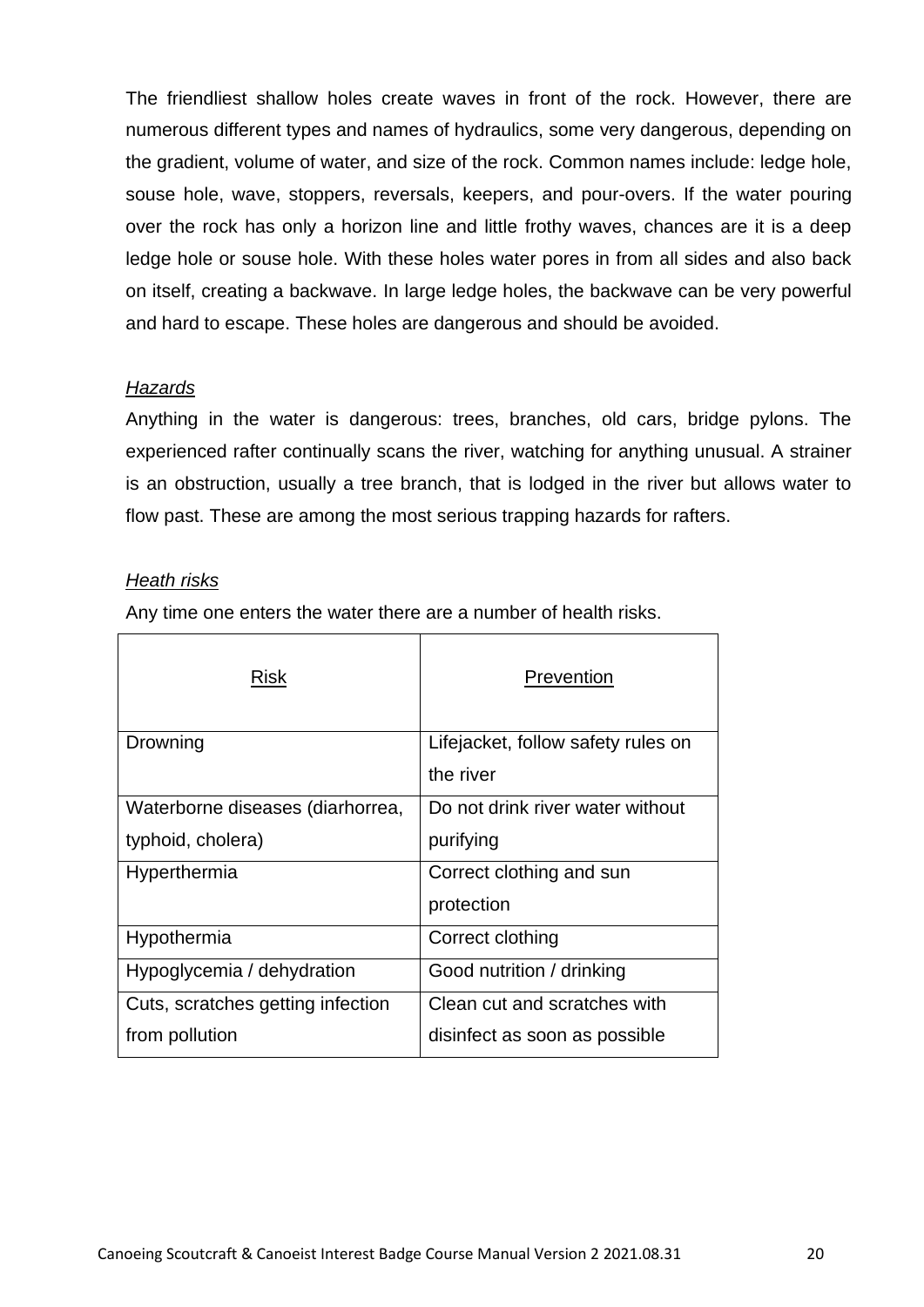The friendliest shallow holes create waves in front of the rock. However, there are numerous different types and names of hydraulics, some very dangerous, depending on the gradient, volume of water, and size of the rock. Common names include: ledge hole, souse hole, wave, stoppers, reversals, keepers, and pour-overs. If the water pouring over the rock has only a horizon line and little frothy waves, chances are it is a deep ledge hole or souse hole. With these holes water pores in from all sides and also back on itself, creating a backwave. In large ledge holes, the backwave can be very powerful and hard to escape. These holes are dangerous and should be avoided.

*Hazards*

Anything in the water is dangerous: trees, branches, old cars, bridge pylons. The experienced rafter continually scans the river, watching for anything unusual. A strainer is an obstruction, usually a tree branch, that is lodged in the river but allows water to flow past. These are among the most serious trapping hazards for rafters.

*Heath risks*

Any time one enters the water there are a number of health risks.

| Risk | Prevention |
|---|---|
| Drowning | Lifejacket, follow safety rules on the river |
| Waterborne diseases (diarhorrea, typhoid, cholera) | Do not drink river water without purifying |
| Hyperthermia | Correct clothing and sun protection |
| Hypothermia | Correct clothing |
| Hypoglycemia / dehydration | Good nutrition / drinking |
| Cuts, scratches getting infection from pollution | Clean cut and scratches with disinfect as soon as possible |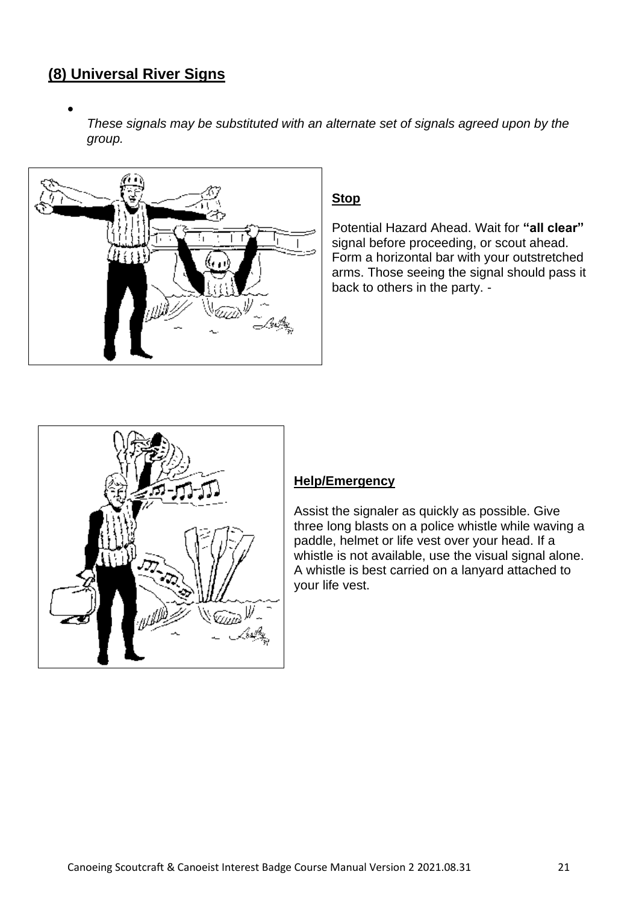## (8) Universal River Signs

- *These signals may be substituted with an alternate set of signals agreed upon by the group.*

**Stop**

Potential Hazard Ahead. Wait for **"all clear"** signal before proceeding, or scout ahead. Form a horizontal bar with your outstretched arms. Those seeing the signal should pass it back to others in the party. -

**Help/Emergency**

Assist the signaler as quickly as possible. Give three long blasts on a police whistle while waving a paddle, helmet or life vest over your head. If a whistle is not available, use the visual signal alone. A whistle is best carried on a lanyard attached to your life vest.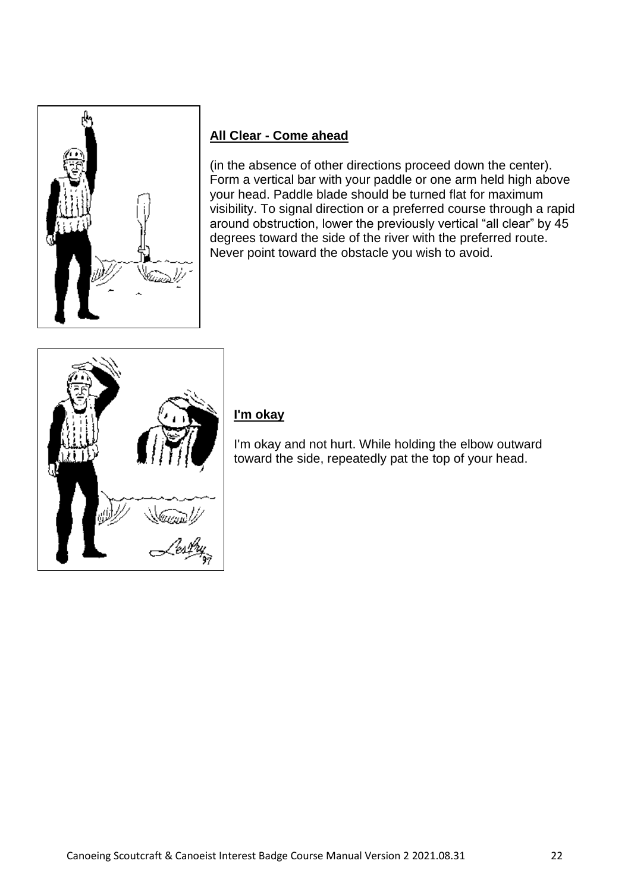**All Clear - Come ahead**

(in the absence of other directions proceed down the center). Form a vertical bar with your paddle or one arm held high above your head. Paddle blade should be turned flat for maximum visibility. To signal direction or a preferred course through a rapid around obstruction, lower the previously vertical "all clear" by 45 degrees toward the side of the river with the preferred route. Never point toward the obstacle you wish to avoid.

**I'm okay**

I'm okay and not hurt. While holding the elbow outward toward the side, repeatedly pat the top of your head.